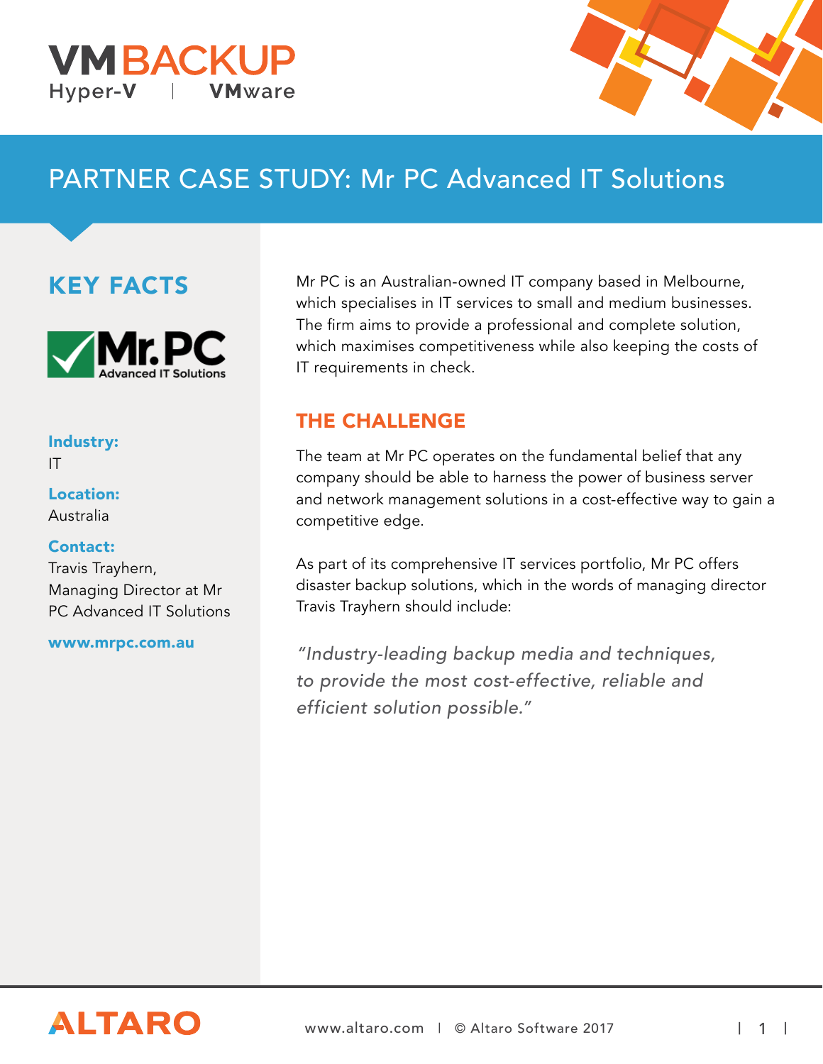VMBACKUP
Hyper-V | VMware

# PARTNER CASE STUDY: Mr PC Advanced IT Solutions

## KEY FACTS

Mr.PC Advanced IT Solutions

**Industry:**
IT

**Location:**
Australia

**Contact:**
Travis Trayhern,
Managing Director at Mr PC Advanced IT Solutions

**www.mrpc.com.au**

Mr PC is an Australian-owned IT company based in Melbourne, which specialises in IT services to small and medium businesses. The firm aims to provide a professional and complete solution, which maximises competitiveness while also keeping the costs of IT requirements in check.

## THE CHALLENGE

The team at Mr PC operates on the fundamental belief that any company should be able to harness the power of business server and network management solutions in a cost-effective way to gain a competitive edge.

As part of its comprehensive IT services portfolio, Mr PC offers disaster backup solutions, which in the words of managing director Travis Trayhern should include:

*"Industry-leading backup media and techniques, to provide the most cost-effective, reliable and efficient solution possible."*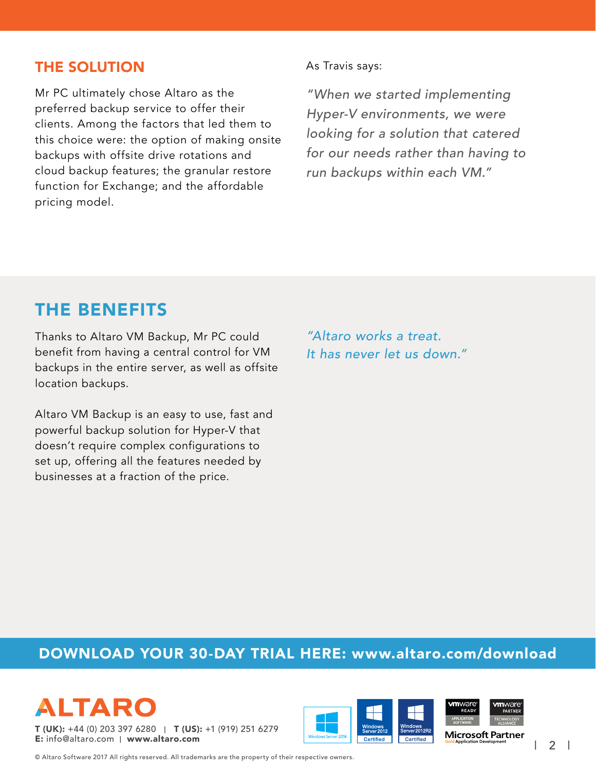## THE SOLUTION

Mr PC ultimately chose Altaro as the preferred backup service to offer their clients. Among the factors that led them to this choice were: the option of making onsite backups with offsite drive rotations and cloud backup features; the granular restore function for Exchange; and the affordable pricing model.

As Travis says:

*"When we started implementing Hyper-V environments, we were looking for a solution that catered for our needs rather than having to run backups within each VM."*

## THE BENEFITS

Thanks to Altaro VM Backup, Mr PC could benefit from having a central control for VM backups in the entire server, as well as offsite location backups.

Altaro VM Backup is an easy to use, fast and powerful backup solution for Hyper-V that doesn't require complex configurations to set up, offering all the features needed by businesses at a fraction of the price.

*"Altaro works a treat. It has never let us down."*

**DOWNLOAD YOUR 30-DAY TRIAL HERE: www.altaro.com/download**

ALTARO

**T (UK):** +44 (0) 203 397 6280 | **T (US):** +1 (919) 251 6279
**E:** info@altaro.com | **www.altaro.com**

Windows Server 2016 | Windows Server 2012 Certified | Windows Server 2012R2 Certified | vmware READY APPLICATION SOFTWARE | vmware PARTNER TECHNOLOGY ALLIANCE | Microsoft Partner Gold Application Development

© Altaro Software 2017 All rights reserved. All trademarks are the property of their respective owners.